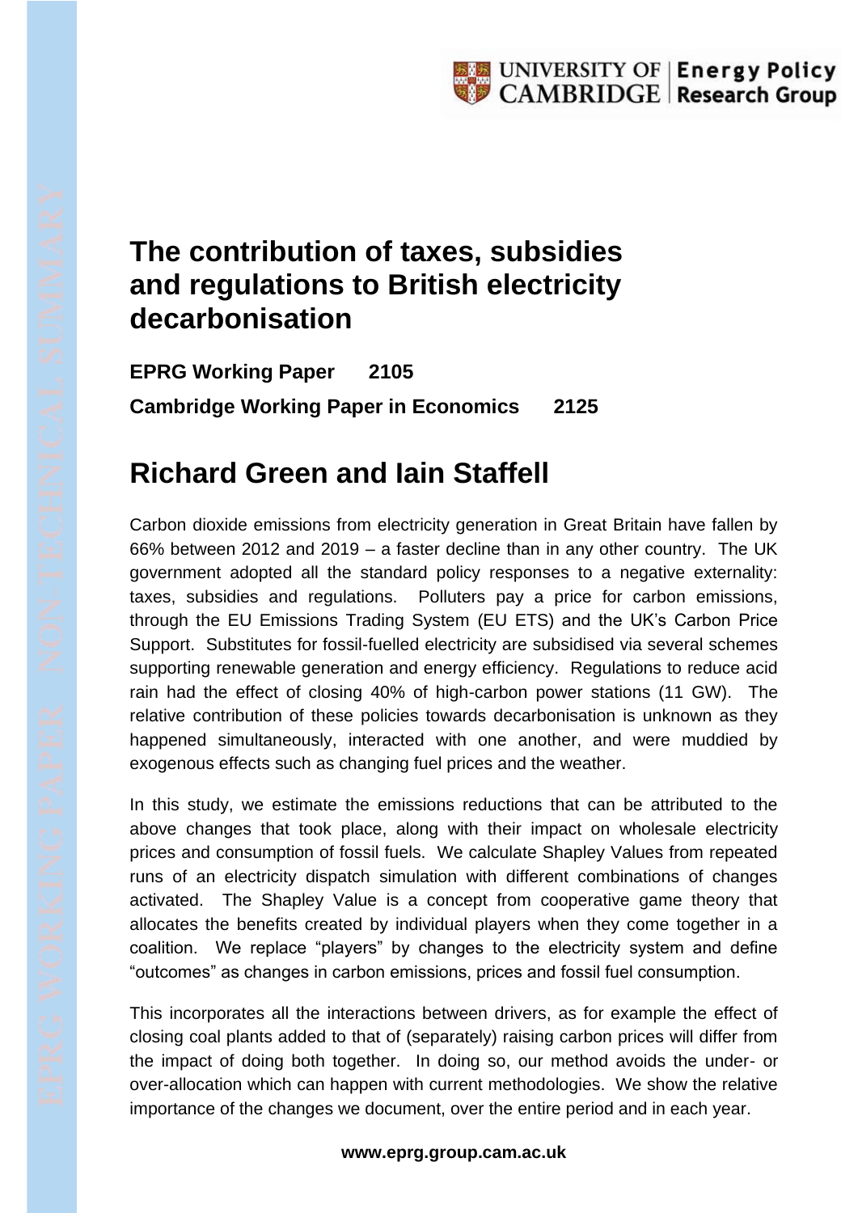# The contribution of taxes, subsidies and regulations to British electricity decarbonisation

**EPRG Working Paper 2105**

**Cambridge Working Paper in Economics 2125**

## Richard Green and Iain Staffell

Carbon dioxide emissions from electricity generation in Great Britain have fallen by 66% between 2012 and 2019 – a faster decline than in any other country. The UK government adopted all the standard policy responses to a negative externality: taxes, subsidies and regulations. Polluters pay a price for carbon emissions, through the EU Emissions Trading System (EU ETS) and the UK's Carbon Price Support. Substitutes for fossil-fuelled electricity are subsidised via several schemes supporting renewable generation and energy efficiency. Regulations to reduce acid rain had the effect of closing 40% of high-carbon power stations (11 GW). The relative contribution of these policies towards decarbonisation is unknown as they happened simultaneously, interacted with one another, and were muddied by exogenous effects such as changing fuel prices and the weather.

In this study, we estimate the emissions reductions that can be attributed to the above changes that took place, along with their impact on wholesale electricity prices and consumption of fossil fuels. We calculate Shapley Values from repeated runs of an electricity dispatch simulation with different combinations of changes activated. The Shapley Value is a concept from cooperative game theory that allocates the benefits created by individual players when they come together in a coalition. We replace "players" by changes to the electricity system and define "outcomes" as changes in carbon emissions, prices and fossil fuel consumption.

This incorporates all the interactions between drivers, as for example the effect of closing coal plants added to that of (separately) raising carbon prices will differ from the impact of doing both together. In doing so, our method avoids the under- or over-allocation which can happen with current methodologies. We show the relative importance of the changes we document, over the entire period and in each year.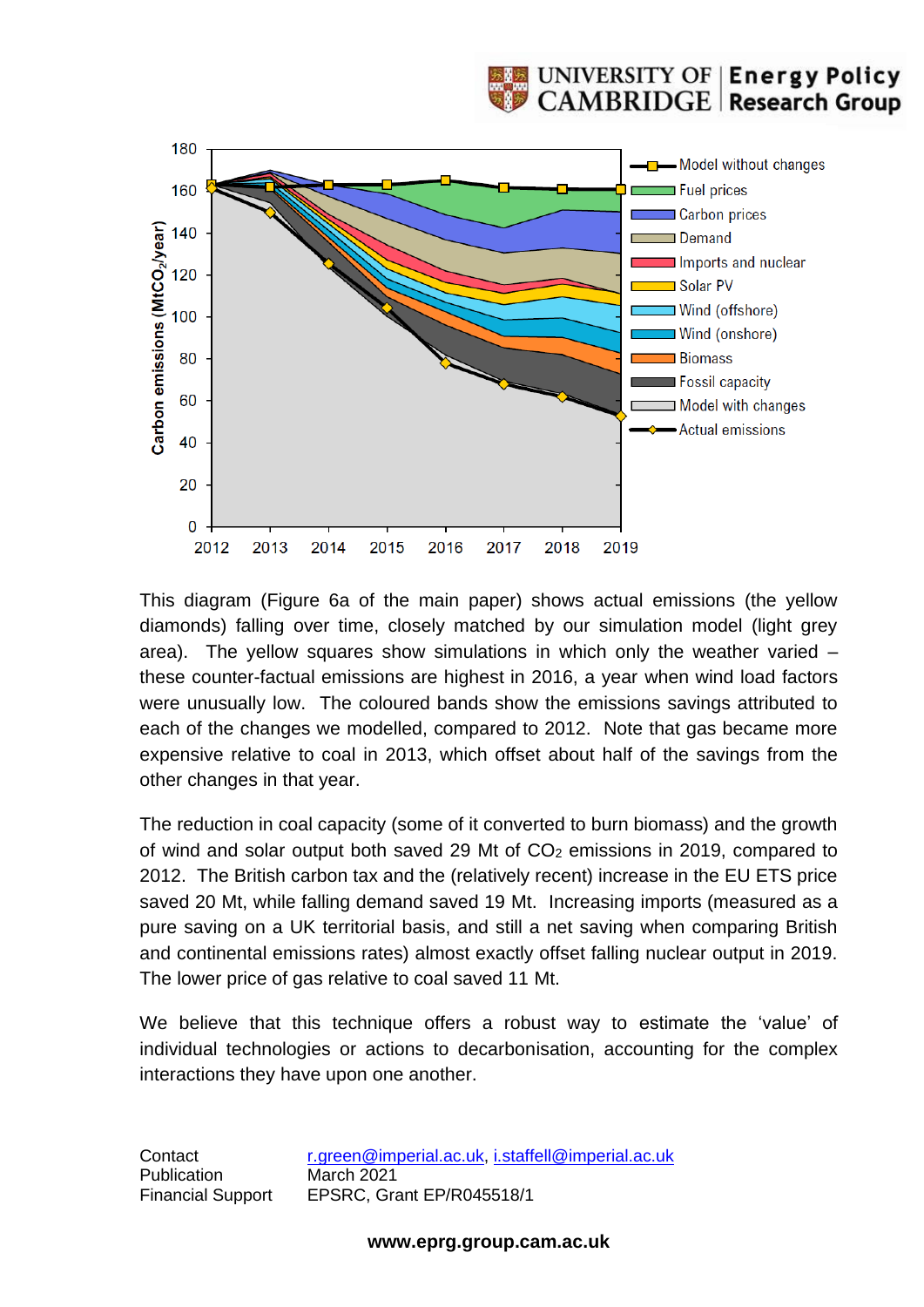UNIVERSITY OF CAMBRIDGE | Energy Policy Research Group

Carbon emissions ($MtCO_2$/year)

180
160
140
120
100
80
60
40
20
0

2012 2013 2014 2015 2016 2017 2018 2019

Model without changes
Fuel prices
Carbon prices
Demand
Imports and nuclear
Solar PV
Wind (offshore)
Wind (onshore)
Biomass
Fossil capacity
Model with changes
Actual emissions

This diagram (Figure 6a of the main paper) shows actual emissions (the yellow diamonds) falling over time, closely matched by our simulation model (light grey area). The yellow squares show simulations in which only the weather varied – these counter-factual emissions are highest in 2016, a year when wind load factors were unusually low. The coloured bands show the emissions savings attributed to each of the changes we modelled, compared to 2012. Note that gas became more expensive relative to coal in 2013, which offset about half of the savings from the other changes in that year.

The reduction in coal capacity (some of it converted to burn biomass) and the growth of wind and solar output both saved 29 Mt of $CO_2$ emissions in 2019, compared to 2012. The British carbon tax and the (relatively recent) increase in the EU ETS price saved 20 Mt, while falling demand saved 19 Mt. Increasing imports (measured as a pure saving on a UK territorial basis, and still a net saving when comparing British and continental emissions rates) almost exactly offset falling nuclear output in 2019. The lower price of gas relative to coal saved 11 Mt.

We believe that this technique offers a robust way to estimate the 'value' of individual technologies or actions to decarbonisation, accounting for the complex interactions they have upon one another.

| | |
|---|---|
| Contact | r.green@imperial.ac.uk, i.staffell@imperial.ac.uk |
| Publication | March 2021 |
| Financial Support | EPSRC, Grant EP/R045518/1 |

**www.eprg.group.cam.ac.uk**